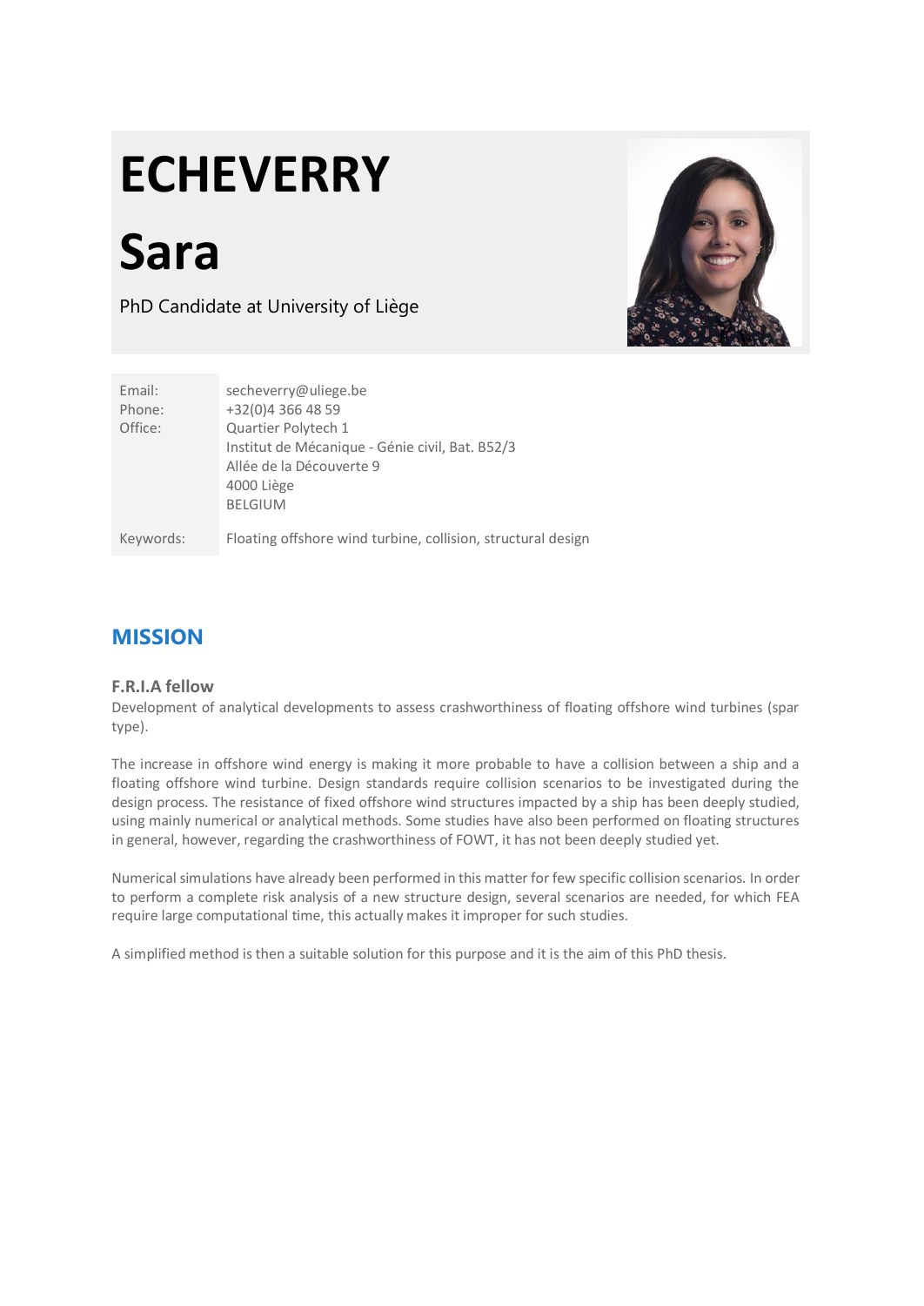# ECHEVERRY

# Sara

PhD Candidate at University of Liège

| | |
|---|---|
| Email: | secheverry@uliege.be |
| Phone: | +32(0)4 366 48 59 |
| Office: | Quartier Polytech 1<br>Institut de Mécanique - Génie civil, Bat. B52/3<br>Allée de la Découverte 9<br>4000 Liège<br>BELGIUM |
| Keywords: | Floating offshore wind turbine, collision, structural design |

## MISSION

### F.R.I.A fellow

Development of analytical developments to assess crashworthiness of floating offshore wind turbines (spar type).

The increase in offshore wind energy is making it more probable to have a collision between a ship and a floating offshore wind turbine. Design standards require collision scenarios to be investigated during the design process. The resistance of fixed offshore wind structures impacted by a ship has been deeply studied, using mainly numerical or analytical methods. Some studies have also been performed on floating structures in general, however, regarding the crashworthiness of FOWT, it has not been deeply studied yet.

Numerical simulations have already been performed in this matter for few specific collision scenarios. In order to perform a complete risk analysis of a new structure design, several scenarios are needed, for which FEA require large computational time, this actually makes it improper for such studies.

A simplified method is then a suitable solution for this purpose and it is the aim of this PhD thesis.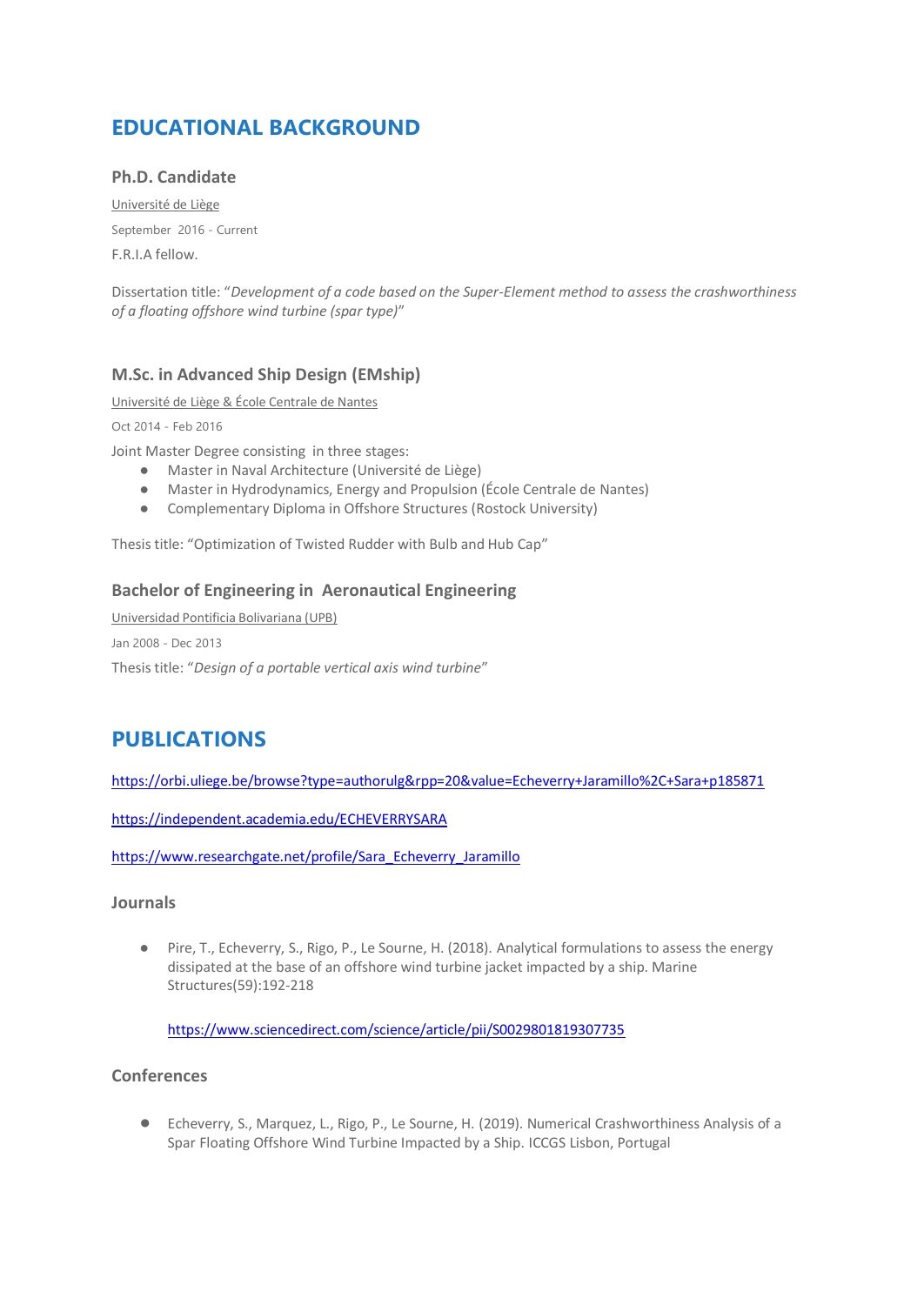# EDUCATIONAL BACKGROUND

### Ph.D. Candidate

Université de Liège

September 2016 - Current

F.R.I.A fellow.

Dissertation title: "*Development of a code based on the Super-Element method to assess the crashworthiness of a floating offshore wind turbine (spar type)*"

### M.Sc. in Advanced Ship Design (EMship)

Université de Liège & École Centrale de Nantes

Oct 2014 - Feb 2016

Joint Master Degree consisting in three stages:

- Master in Naval Architecture (Université de Liège)
- Master in Hydrodynamics, Energy and Propulsion (École Centrale de Nantes)
- Complementary Diploma in Offshore Structures (Rostock University)

Thesis title: "Optimization of Twisted Rudder with Bulb and Hub Cap"

### Bachelor of Engineering in Aeronautical Engineering

Universidad Pontificia Bolivariana (UPB)

Jan 2008 - Dec 2013

Thesis title: "*Design of a portable vertical axis wind turbine*"

# PUBLICATIONS

https://orbi.uliege.be/browse?type=authorulg&rpp=20&value=Echeverry+Jaramillo%2C+Sara+p185871

https://independent.academia.edu/ECHEVERRYSARA

https://www.researchgate.net/profile/Sara_Echeverry_Jaramillo

### Journals

- Pire, T., Echeverry, S., Rigo, P., Le Sourne, H. (2018). Analytical formulations to assess the energy dissipated at the base of an offshore wind turbine jacket impacted by a ship. Marine Structures(59):192-218

  https://www.sciencedirect.com/science/article/pii/S0029801819307735

### Conferences

- Echeverry, S., Marquez, L., Rigo, P., Le Sourne, H. (2019). Numerical Crashworthiness Analysis of a Spar Floating Offshore Wind Turbine Impacted by a Ship. ICCGS Lisbon, Portugal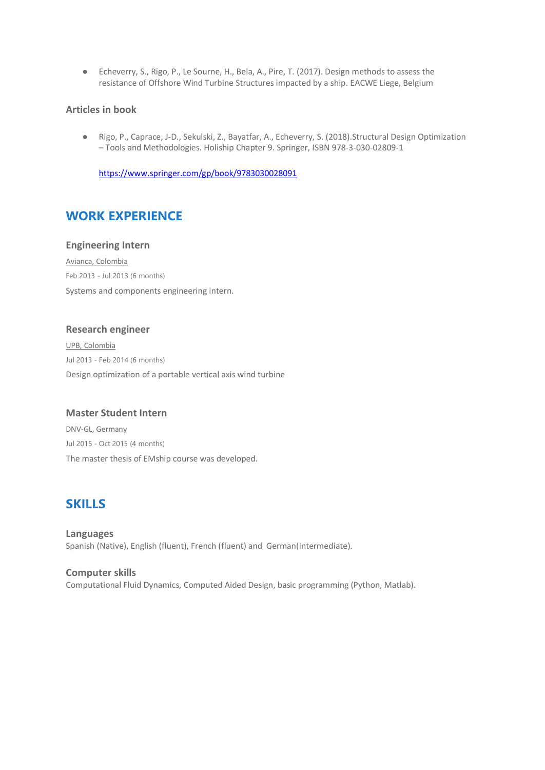- Echeverry, S., Rigo, P., Le Sourne, H., Bela, A., Pire, T. (2017). Design methods to assess the resistance of Offshore Wind Turbine Structures impacted by a ship. EACWE Liege, Belgium

### Articles in book

- Rigo, P., Caprace, J-D., Sekulski, Z., Bayatfar, A., Echeverry, S. (2018).Structural Design Optimization – Tools and Methodologies. Holiship Chapter 9. Springer, ISBN 978-3-030-02809-1

  https://www.springer.com/gp/book/9783030028091

## WORK EXPERIENCE

### Engineering Intern

Avianca, Colombia

Feb 2013 - Jul 2013 (6 months)

Systems and components engineering intern.

### Research engineer

UPB, Colombia

Jul 2013 - Feb 2014 (6 months)

Design optimization of a portable vertical axis wind turbine

### Master Student Intern

DNV-GL, Germany

Jul 2015 - Oct 2015 (4 months)

The master thesis of EMship course was developed.

## SKILLS

### Languages

Spanish (Native), English (fluent), French (fluent) and German(intermediate).

### Computer skills

Computational Fluid Dynamics, Computed Aided Design, basic programming (Python, Matlab).